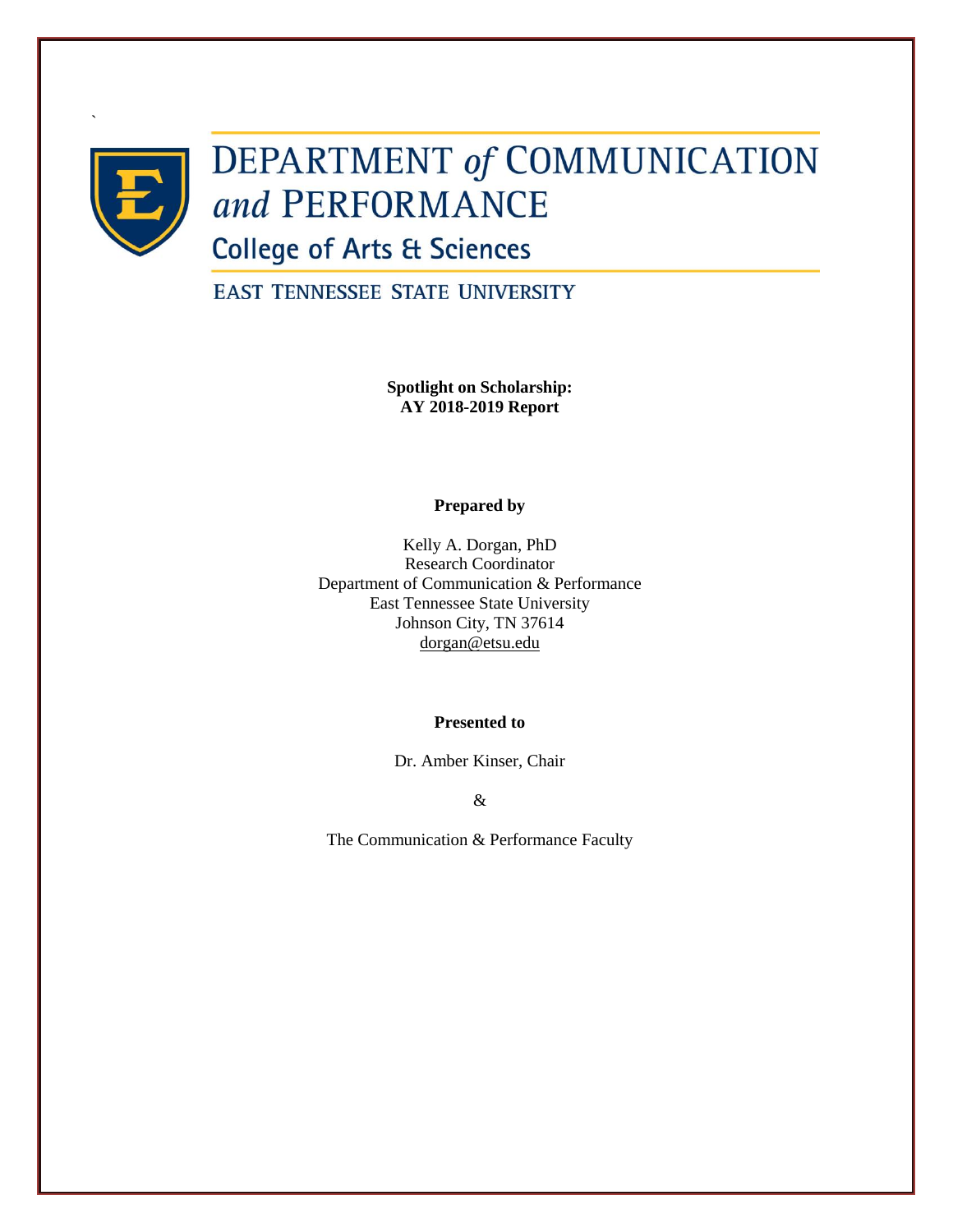`

# DEPARTMENT *of* COMMUNICATION *and* PERFORMANCE

## College of Arts & Sciences

EAST TENNESSEE STATE UNIVERSITY

**Spotlight on Scholarship:**
**AY 2018-2019 Report**

**Prepared by**

Kelly A. Dorgan, PhD
Research Coordinator
Department of Communication & Performance
East Tennessee State University
Johnson City, TN 37614
dorgan@etsu.edu

**Presented to**

Dr. Amber Kinser, Chair

&

The Communication & Performance Faculty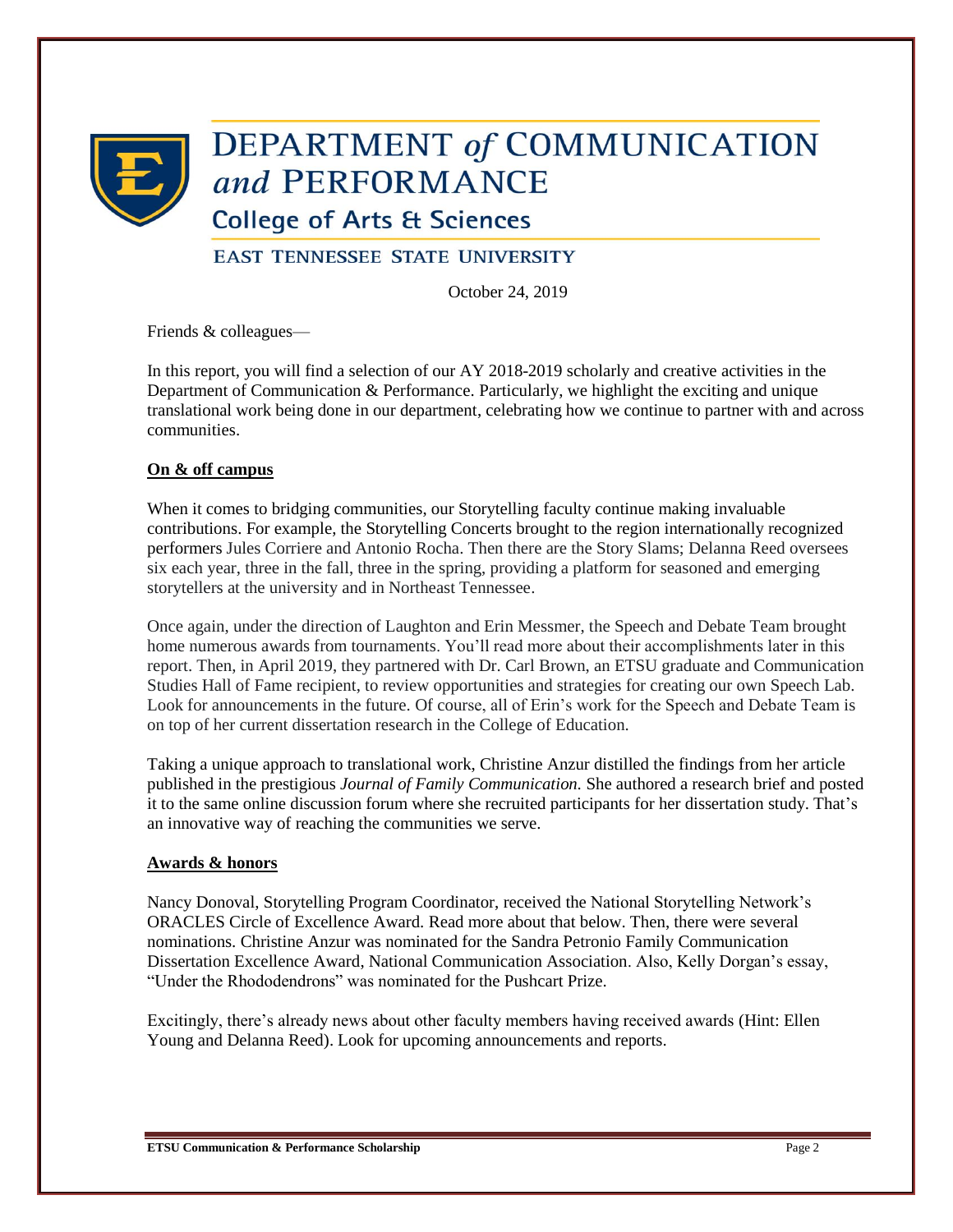# DEPARTMENT *of* COMMUNICATION *and* PERFORMANCE

## College of Arts & Sciences

### EAST TENNESSEE STATE UNIVERSITY

October 24, 2019

Friends & colleagues—

In this report, you will find a selection of our AY 2018-2019 scholarly and creative activities in the Department of Communication & Performance. Particularly, we highlight the exciting and unique translational work being done in our department, celebrating how we continue to partner with and across communities.

**On & off campus**

When it comes to bridging communities, our Storytelling faculty continue making invaluable contributions. For example, the Storytelling Concerts brought to the region internationally recognized performers Jules Corriere and Antonio Rocha. Then there are the Story Slams; Delanna Reed oversees six each year, three in the fall, three in the spring, providing a platform for seasoned and emerging storytellers at the university and in Northeast Tennessee.

Once again, under the direction of Laughton and Erin Messmer, the Speech and Debate Team brought home numerous awards from tournaments. You'll read more about their accomplishments later in this report. Then, in April 2019, they partnered with Dr. Carl Brown, an ETSU graduate and Communication Studies Hall of Fame recipient, to review opportunities and strategies for creating our own Speech Lab. Look for announcements in the future. Of course, all of Erin's work for the Speech and Debate Team is on top of her current dissertation research in the College of Education.

Taking a unique approach to translational work, Christine Anzur distilled the findings from her article published in the prestigious *Journal of Family Communication.* She authored a research brief and posted it to the same online discussion forum where she recruited participants for her dissertation study. That's an innovative way of reaching the communities we serve.

**Awards & honors**

Nancy Donoval, Storytelling Program Coordinator, received the National Storytelling Network's ORACLES Circle of Excellence Award. Read more about that below. Then, there were several nominations. Christine Anzur was nominated for the Sandra Petronio Family Communication Dissertation Excellence Award, National Communication Association. Also, Kelly Dorgan's essay, "Under the Rhododendrons" was nominated for the Pushcart Prize.

Excitingly, there's already news about other faculty members having received awards (Hint: Ellen Young and Delanna Reed). Look for upcoming announcements and reports.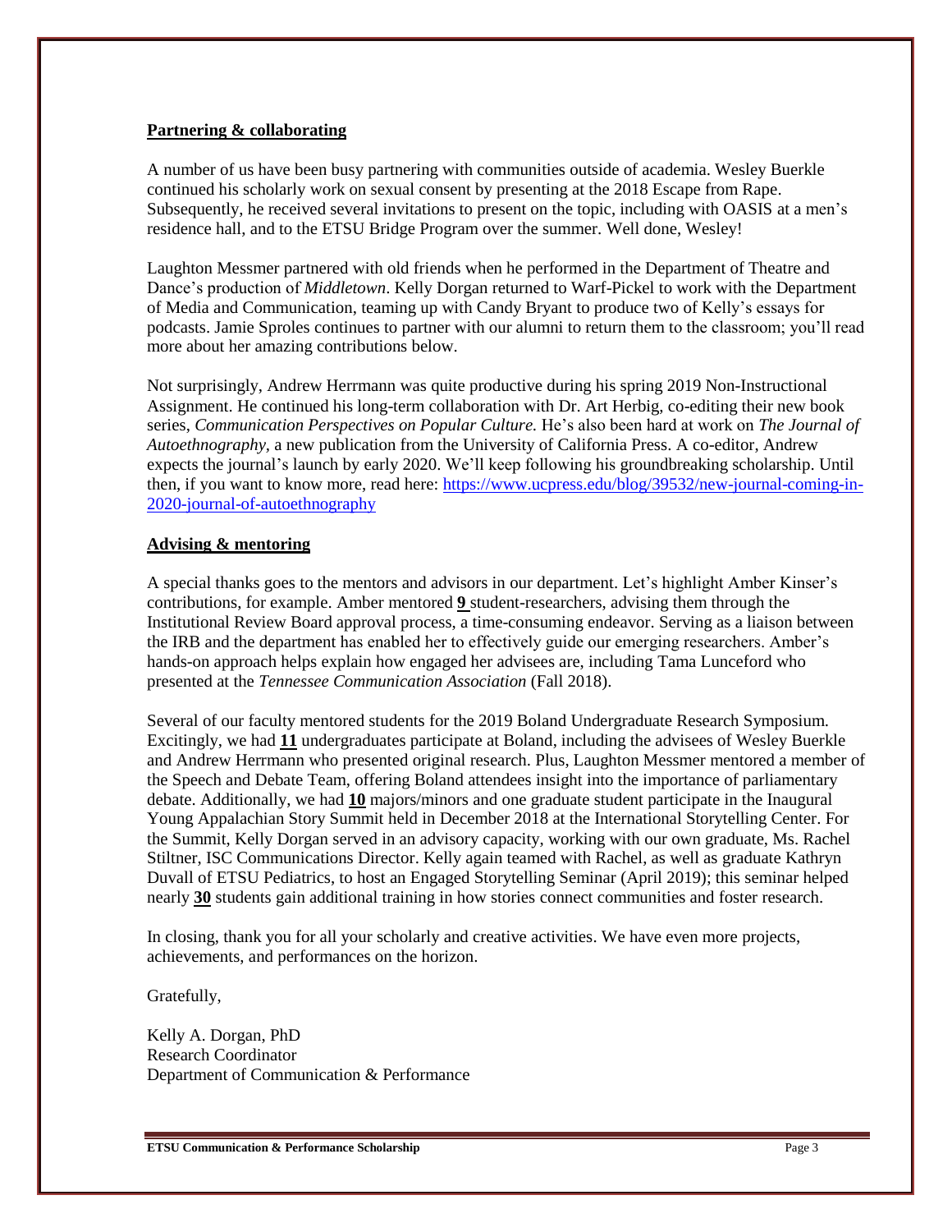**Partnering & collaborating**

A number of us have been busy partnering with communities outside of academia. Wesley Buerkle continued his scholarly work on sexual consent by presenting at the 2018 Escape from Rape. Subsequently, he received several invitations to present on the topic, including with OASIS at a men's residence hall, and to the ETSU Bridge Program over the summer. Well done, Wesley!

Laughton Messmer partnered with old friends when he performed in the Department of Theatre and Dance's production of *Middletown*. Kelly Dorgan returned to Warf-Pickel to work with the Department of Media and Communication, teaming up with Candy Bryant to produce two of Kelly's essays for podcasts. Jamie Sproles continues to partner with our alumni to return them to the classroom; you'll read more about her amazing contributions below.

Not surprisingly, Andrew Herrmann was quite productive during his spring 2019 Non-Instructional Assignment. He continued his long-term collaboration with Dr. Art Herbig, co-editing their new book series, *Communication Perspectives on Popular Culture.* He's also been hard at work on *The Journal of Autoethnography,* a new publication from the University of California Press. A co-editor, Andrew expects the journal's launch by early 2020. We'll keep following his groundbreaking scholarship. Until then, if you want to know more, read here: https://www.ucpress.edu/blog/39532/new-journal-coming-in-2020-journal-of-autoethnography

**Advising & mentoring**

A special thanks goes to the mentors and advisors in our department. Let's highlight Amber Kinser's contributions, for example. Amber mentored **9** student-researchers, advising them through the Institutional Review Board approval process, a time-consuming endeavor. Serving as a liaison between the IRB and the department has enabled her to effectively guide our emerging researchers. Amber's hands-on approach helps explain how engaged her advisees are, including Tama Lunceford who presented at the *Tennessee Communication Association* (Fall 2018).

Several of our faculty mentored students for the 2019 Boland Undergraduate Research Symposium. Excitingly, we had **11** undergraduates participate at Boland, including the advisees of Wesley Buerkle and Andrew Herrmann who presented original research. Plus, Laughton Messmer mentored a member of the Speech and Debate Team, offering Boland attendees insight into the importance of parliamentary debate. Additionally, we had **10** majors/minors and one graduate student participate in the Inaugural Young Appalachian Story Summit held in December 2018 at the International Storytelling Center. For the Summit, Kelly Dorgan served in an advisory capacity, working with our own graduate, Ms. Rachel Stiltner, ISC Communications Director. Kelly again teamed with Rachel, as well as graduate Kathryn Duvall of ETSU Pediatrics, to host an Engaged Storytelling Seminar (April 2019); this seminar helped nearly **30** students gain additional training in how stories connect communities and foster research.

In closing, thank you for all your scholarly and creative activities. We have even more projects, achievements, and performances on the horizon.

Gratefully,

Kelly A. Dorgan, PhD
Research Coordinator
Department of Communication & Performance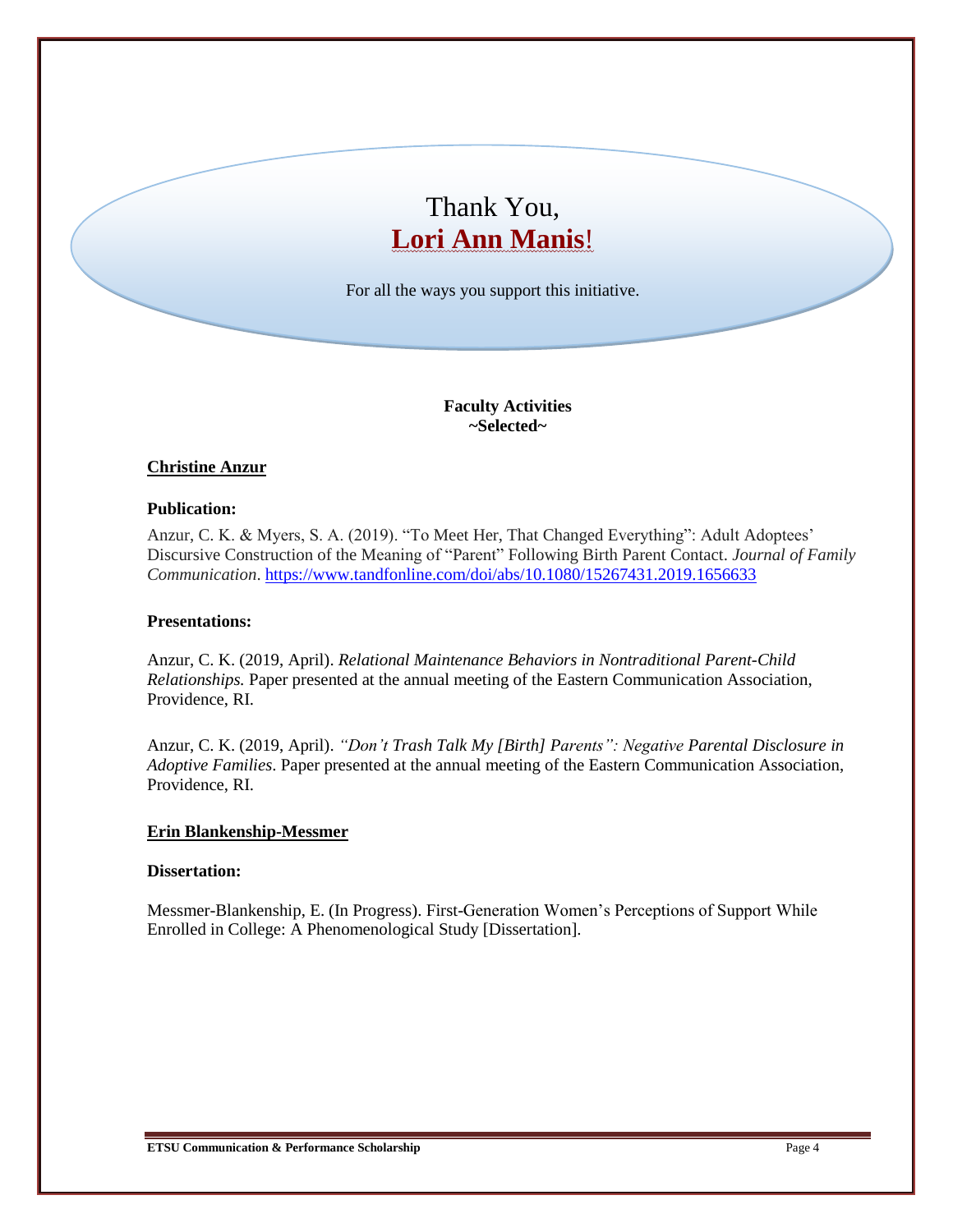Thank You,
**Lori Ann Manis!**

For all the ways you support this initiative.

**Faculty Activities**
**~Selected~**

## Christine Anzur

### Publication:

Anzur, C. K. & Myers, S. A. (2019). "To Meet Her, That Changed Everything": Adult Adoptees' Discursive Construction of the Meaning of "Parent" Following Birth Parent Contact. *Journal of Family Communication*. https://www.tandfonline.com/doi/abs/10.1080/15267431.2019.1656633

### Presentations:

Anzur, C. K. (2019, April). *Relational Maintenance Behaviors in Nontraditional Parent-Child Relationships.* Paper presented at the annual meeting of the Eastern Communication Association, Providence, RI.

Anzur, C. K. (2019, April). *"Don't Trash Talk My [Birth] Parents": Negative Parental Disclosure in Adoptive Families*. Paper presented at the annual meeting of the Eastern Communication Association, Providence, RI.

## Erin Blankenship-Messmer

### Dissertation:

Messmer-Blankenship, E. (In Progress). First-Generation Women's Perceptions of Support While Enrolled in College: A Phenomenological Study [Dissertation].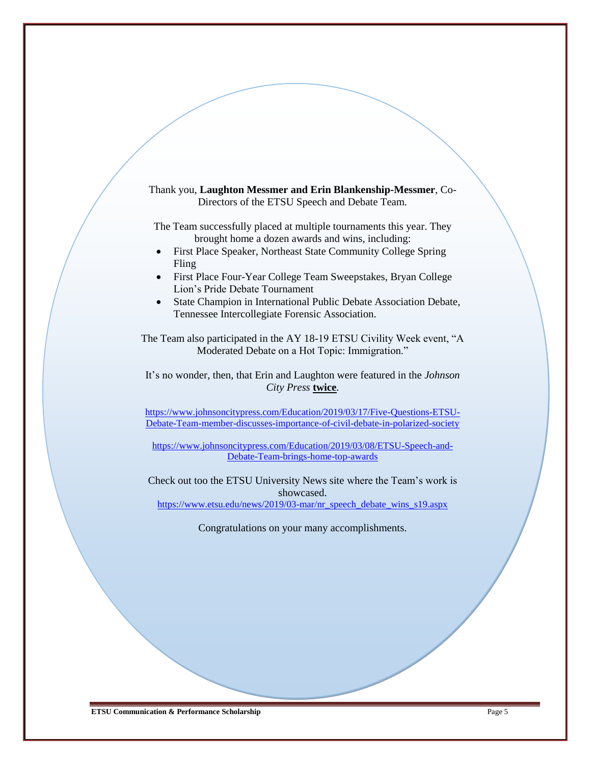Thank you, **Laughton Messmer and Erin Blankenship-Messmer**, Co-Directors of the ETSU Speech and Debate Team.

The Team successfully placed at multiple tournaments this year. They brought home a dozen awards and wins, including:

- First Place Speaker, Northeast State Community College Spring Fling
- First Place Four-Year College Team Sweepstakes, Bryan College Lion's Pride Debate Tournament
- State Champion in International Public Debate Association Debate, Tennessee Intercollegiate Forensic Association.

The Team also participated in the AY 18-19 ETSU Civility Week event, "A Moderated Debate on a Hot Topic: Immigration."

It's no wonder, then, that Erin and Laughton were featured in the *Johnson City Press* **twice**.

https://www.johnsoncitypress.com/Education/2019/03/17/Five-Questions-ETSU-Debate-Team-member-discusses-importance-of-civil-debate-in-polarized-society

https://www.johnsoncitypress.com/Education/2019/03/08/ETSU-Speech-and-Debate-Team-brings-home-top-awards

Check out too the ETSU University News site where the Team's work is showcased.
https://www.etsu.edu/news/2019/03-mar/nr_speech_debate_wins_s19.aspx

Congratulations on your many accomplishments.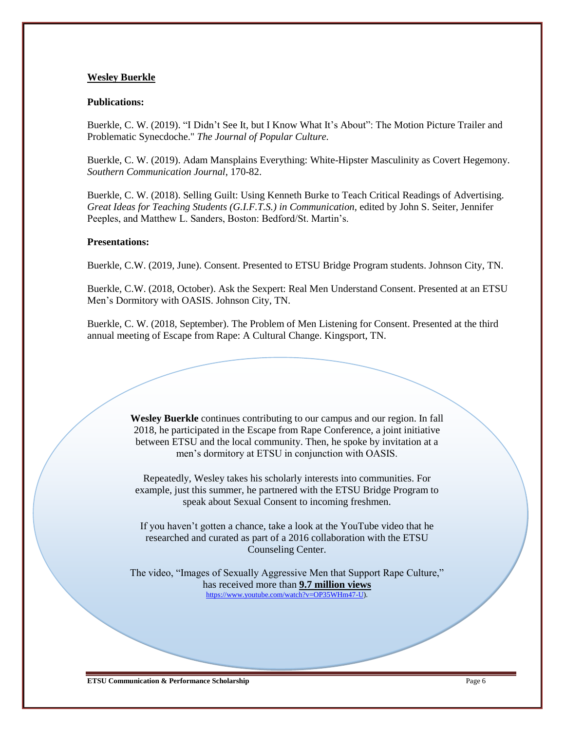**Wesley Buerkle**

**Publications:**

Buerkle, C. W. (2019). "I Didn't See It, but I Know What It's About": The Motion Picture Trailer and Problematic Synecdoche." *The Journal of Popular Culture*.

Buerkle, C. W. (2019). Adam Mansplains Everything: White-Hipster Masculinity as Covert Hegemony. *Southern Communication Journal*, 170-82.

Buerkle, C. W. (2018). Selling Guilt: Using Kenneth Burke to Teach Critical Readings of Advertising. *Great Ideas for Teaching Students (G.I.F.T.S.) in Communication*, edited by John S. Seiter, Jennifer Peeples, and Matthew L. Sanders, Boston: Bedford/St. Martin's.

**Presentations:**

Buerkle, C.W. (2019, June). Consent. Presented to ETSU Bridge Program students. Johnson City, TN.

Buerkle, C.W. (2018, October). Ask the Sexpert: Real Men Understand Consent. Presented at an ETSU Men's Dormitory with OASIS. Johnson City, TN.

Buerkle, C. W. (2018, September). The Problem of Men Listening for Consent. Presented at the third annual meeting of Escape from Rape: A Cultural Change. Kingsport, TN.

**Wesley Buerkle** continues contributing to our campus and our region. In fall 2018, he participated in the Escape from Rape Conference, a joint initiative between ETSU and the local community. Then, he spoke by invitation at a men's dormitory at ETSU in conjunction with OASIS.

Repeatedly, Wesley takes his scholarly interests into communities. For example, just this summer, he partnered with the ETSU Bridge Program to speak about Sexual Consent to incoming freshmen.

If you haven't gotten a chance, take a look at the YouTube video that he researched and curated as part of a 2016 collaboration with the ETSU Counseling Center.

The video, "Images of Sexually Aggressive Men that Support Rape Culture," has received more than **9.7 million views** https://www.youtube.com/watch?v=OP35WHm47-U).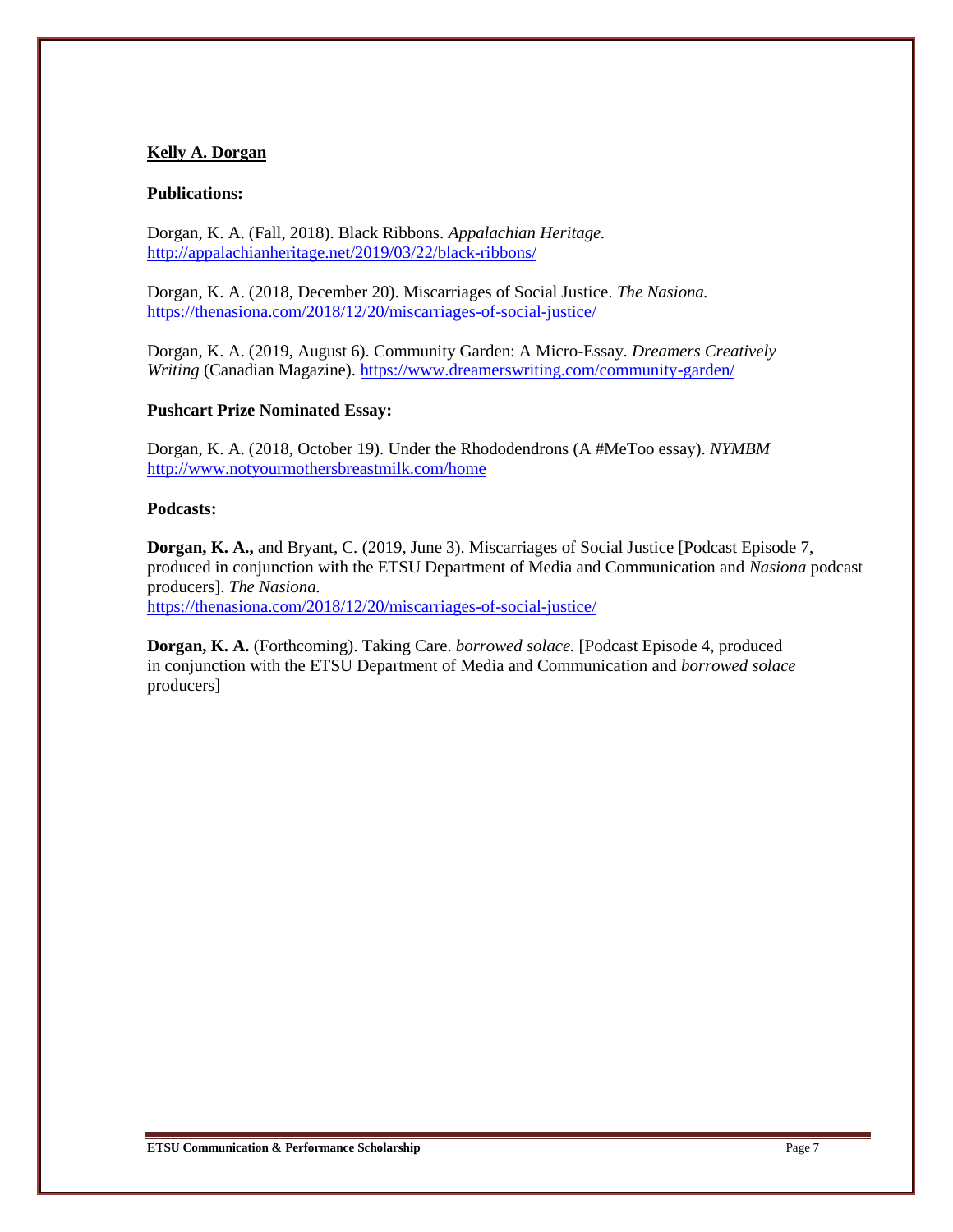**Kelly A. Dorgan**

**Publications:**

Dorgan, K. A. (Fall, 2018). Black Ribbons. *Appalachian Heritage.* http://appalachianheritage.net/2019/03/22/black-ribbons/

Dorgan, K. A. (2018, December 20). Miscarriages of Social Justice. *The Nasiona.* https://thenasiona.com/2018/12/20/miscarriages-of-social-justice/

Dorgan, K. A. (2019, August 6). Community Garden: A Micro-Essay. *Dreamers Creatively Writing* (Canadian Magazine). https://www.dreamerswriting.com/community-garden/

**Pushcart Prize Nominated Essay:**

Dorgan, K. A. (2018, October 19). Under the Rhododendrons (A #MeToo essay). *NYMBM* http://www.notyourmothersbreastmilk.com/home

**Podcasts:**

**Dorgan, K. A.,** and Bryant, C. (2019, June 3). Miscarriages of Social Justice [Podcast Episode 7, produced in conjunction with the ETSU Department of Media and Communication and *Nasiona* podcast producers]. *The Nasiona.* https://thenasiona.com/2018/12/20/miscarriages-of-social-justice/

**Dorgan, K. A.** (Forthcoming). Taking Care. *borrowed solace.* [Podcast Episode 4, produced in conjunction with the ETSU Department of Media and Communication and *borrowed solace* producers]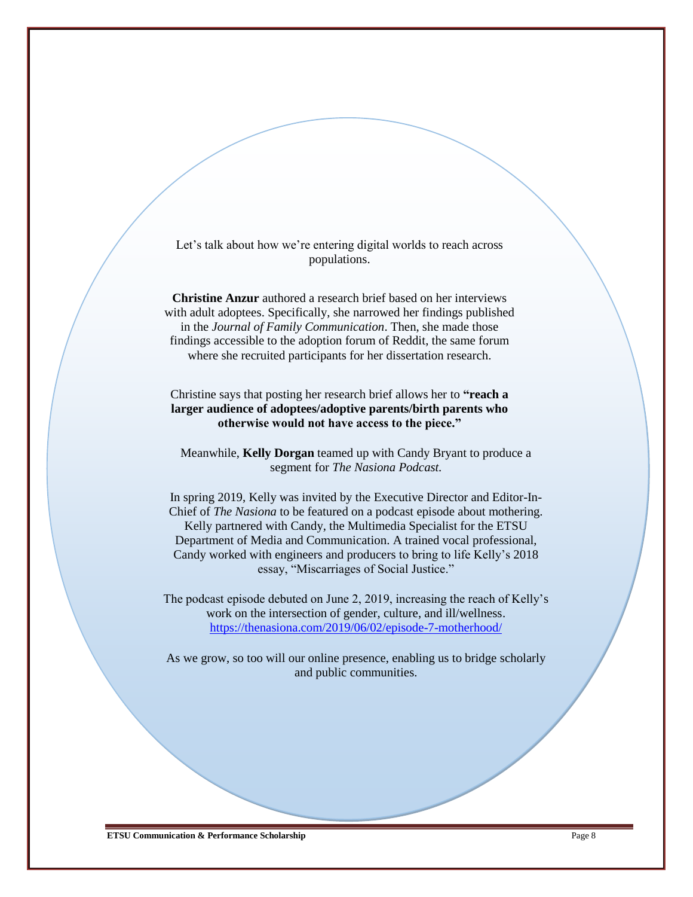Let's talk about how we're entering digital worlds to reach across populations.

**Christine Anzur** authored a research brief based on her interviews with adult adoptees. Specifically, she narrowed her findings published in the *Journal of Family Communication*. Then, she made those findings accessible to the adoption forum of Reddit, the same forum where she recruited participants for her dissertation research.

Christine says that posting her research brief allows her to **"reach a larger audience of adoptees/adoptive parents/birth parents who otherwise would not have access to the piece."**

Meanwhile, **Kelly Dorgan** teamed up with Candy Bryant to produce a segment for *The Nasiona Podcast.*

In spring 2019, Kelly was invited by the Executive Director and Editor-In-Chief of *The Nasiona* to be featured on a podcast episode about mothering. Kelly partnered with Candy, the Multimedia Specialist for the ETSU Department of Media and Communication. A trained vocal professional, Candy worked with engineers and producers to bring to life Kelly's 2018 essay, "Miscarriages of Social Justice."

The podcast episode debuted on June 2, 2019, increasing the reach of Kelly's work on the intersection of gender, culture, and ill/wellness. https://thenasiona.com/2019/06/02/episode-7-motherhood/

As we grow, so too will our online presence, enabling us to bridge scholarly and public communities.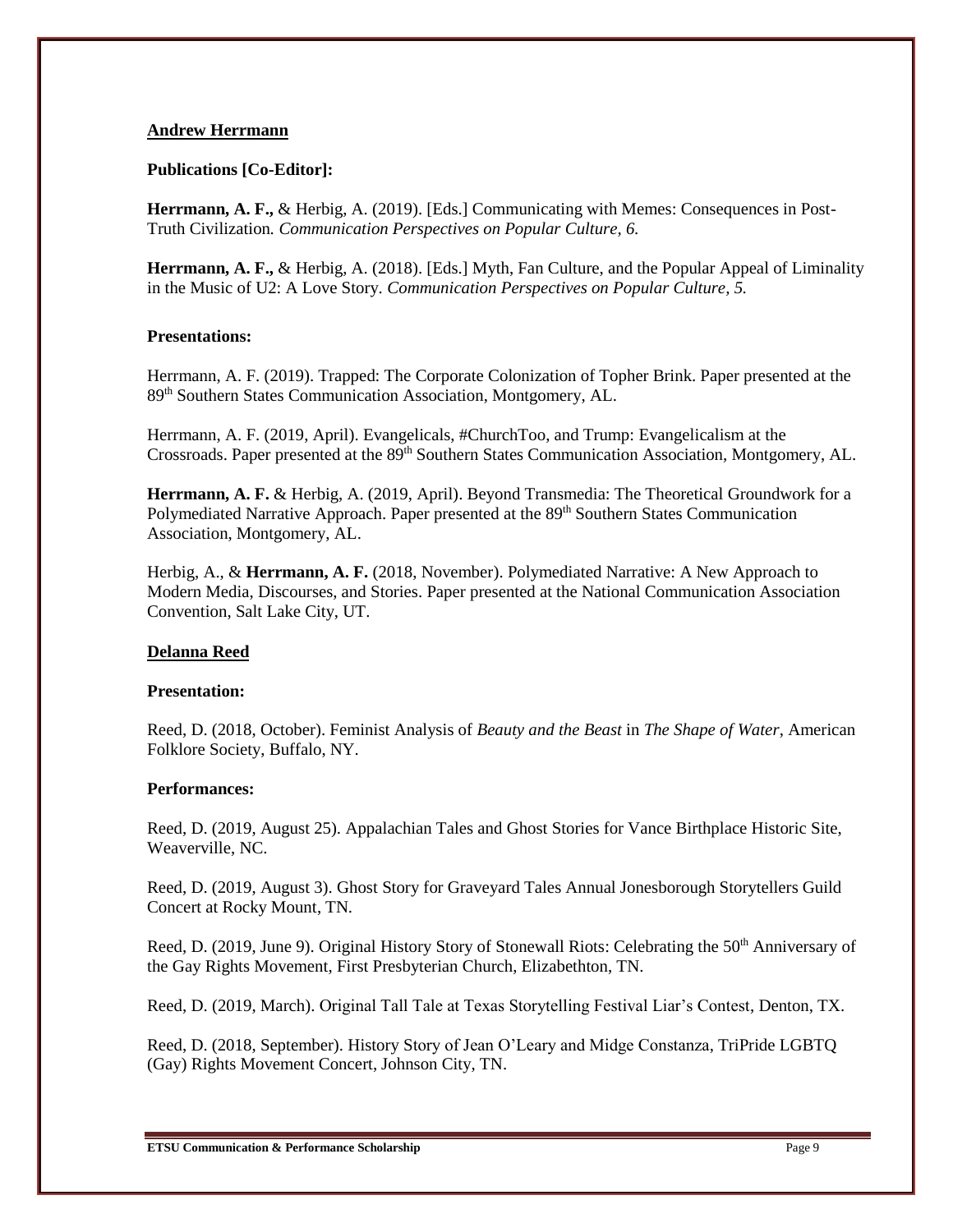### <u>Andrew Herrmann</u>

**Publications [Co-Editor]:**

**Herrmann, A. F.,** & Herbig, A. (2019). [Eds.] Communicating with Memes: Consequences in Post-Truth Civilization. *Communication Perspectives on Popular Culture, 6.*

**Herrmann, A. F.,** & Herbig, A. (2018). [Eds.] Myth, Fan Culture, and the Popular Appeal of Liminality in the Music of U2: A Love Story. *Communication Perspectives on Popular Culture, 5.*

**Presentations:**

Herrmann, A. F. (2019). Trapped: The Corporate Colonization of Topher Brink. Paper presented at the 89th Southern States Communication Association, Montgomery, AL.

Herrmann, A. F. (2019, April). Evangelicals, #ChurchToo, and Trump: Evangelicalism at the Crossroads. Paper presented at the 89th Southern States Communication Association, Montgomery, AL.

**Herrmann, A. F.** & Herbig, A. (2019, April). Beyond Transmedia: The Theoretical Groundwork for a Polymediated Narrative Approach. Paper presented at the 89th Southern States Communication Association, Montgomery, AL.

Herbig, A., & **Herrmann, A. F.** (2018, November). Polymediated Narrative: A New Approach to Modern Media, Discourses, and Stories. Paper presented at the National Communication Association Convention, Salt Lake City, UT.

### <u>Delanna Reed</u>

**Presentation:**

Reed, D. (2018, October). Feminist Analysis of *Beauty and the Beast* in *The Shape of Water*, American Folklore Society, Buffalo, NY.

**Performances:**

Reed, D. (2019, August 25). Appalachian Tales and Ghost Stories for Vance Birthplace Historic Site, Weaverville, NC.

Reed, D. (2019, August 3). Ghost Story for Graveyard Tales Annual Jonesborough Storytellers Guild Concert at Rocky Mount, TN.

Reed, D. (2019, June 9). Original History Story of Stonewall Riots: Celebrating the 50th Anniversary of the Gay Rights Movement, First Presbyterian Church, Elizabethton, TN.

Reed, D. (2019, March). Original Tall Tale at Texas Storytelling Festival Liar's Contest, Denton, TX.

Reed, D. (2018, September). History Story of Jean O'Leary and Midge Constanza, TriPride LGBTQ (Gay) Rights Movement Concert, Johnson City, TN.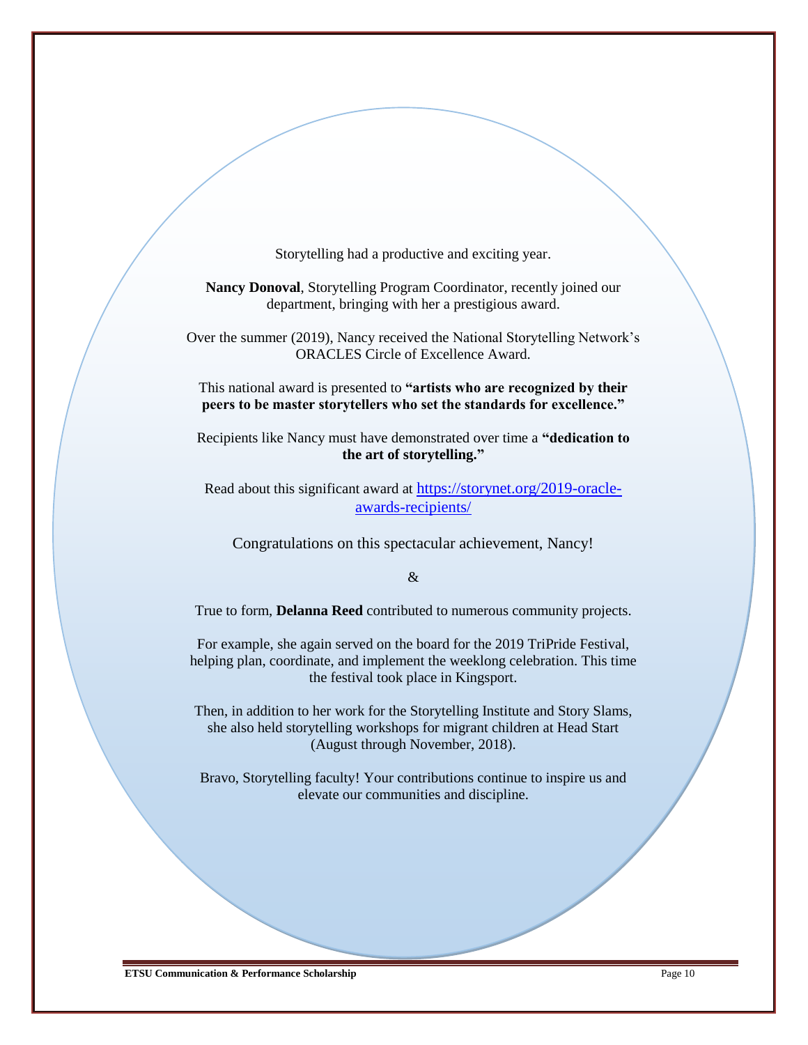Storytelling had a productive and exciting year.

**Nancy Donoval**, Storytelling Program Coordinator, recently joined our department, bringing with her a prestigious award.

Over the summer (2019), Nancy received the National Storytelling Network's ORACLES Circle of Excellence Award.

This national award is presented to **"artists who are recognized by their peers to be master storytellers who set the standards for excellence."**

Recipients like Nancy must have demonstrated over time a **"dedication to the art of storytelling."**

Read about this significant award at [https://storynet.org/2019-oracle-awards-recipients/](https://storynet.org/2019-oracle-awards-recipients/)

Congratulations on this spectacular achievement, Nancy!

&

True to form, **Delanna Reed** contributed to numerous community projects.

For example, she again served on the board for the 2019 TriPride Festival, helping plan, coordinate, and implement the weeklong celebration. This time the festival took place in Kingsport.

Then, in addition to her work for the Storytelling Institute and Story Slams, she also held storytelling workshops for migrant children at Head Start (August through November, 2018).

Bravo, Storytelling faculty! Your contributions continue to inspire us and elevate our communities and discipline.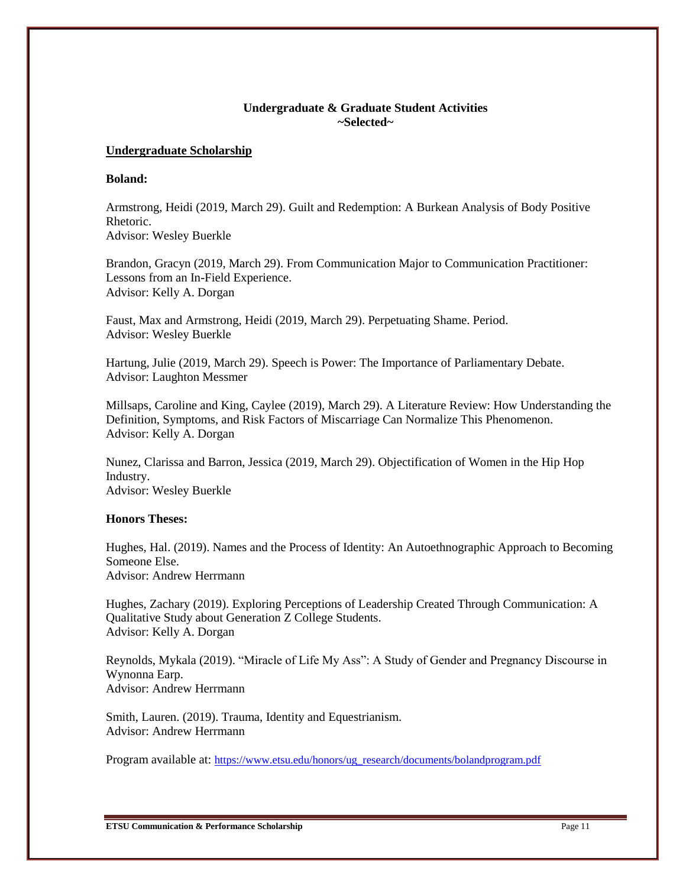## Undergraduate & Graduate Student Activities
**~Selected~**

### Undergraduate Scholarship

**Boland:**

Armstrong, Heidi (2019, March 29). Guilt and Redemption: A Burkean Analysis of Body Positive Rhetoric.
Advisor: Wesley Buerkle

Brandon, Gracyn (2019, March 29). From Communication Major to Communication Practitioner: Lessons from an In-Field Experience.
Advisor: Kelly A. Dorgan

Faust, Max and Armstrong, Heidi (2019, March 29). Perpetuating Shame. Period.
Advisor: Wesley Buerkle

Hartung, Julie (2019, March 29). Speech is Power: The Importance of Parliamentary Debate.
Advisor: Laughton Messmer

Millsaps, Caroline and King, Caylee (2019), March 29). A Literature Review: How Understanding the Definition, Symptoms, and Risk Factors of Miscarriage Can Normalize This Phenomenon.
Advisor: Kelly A. Dorgan

Nunez, Clarissa and Barron, Jessica (2019, March 29). Objectification of Women in the Hip Hop Industry.
Advisor: Wesley Buerkle

**Honors Theses:**

Hughes, Hal. (2019). Names and the Process of Identity: An Autoethnographic Approach to Becoming Someone Else.
Advisor: Andrew Herrmann

Hughes, Zachary (2019). Exploring Perceptions of Leadership Created Through Communication: A Qualitative Study about Generation Z College Students.
Advisor: Kelly A. Dorgan

Reynolds, Mykala (2019). "Miracle of Life My Ass": A Study of Gender and Pregnancy Discourse in Wynonna Earp.
Advisor: Andrew Herrmann

Smith, Lauren. (2019). Trauma, Identity and Equestrianism.
Advisor: Andrew Herrmann

Program available at: https://www.etsu.edu/honors/ug_research/documents/bolandprogram.pdf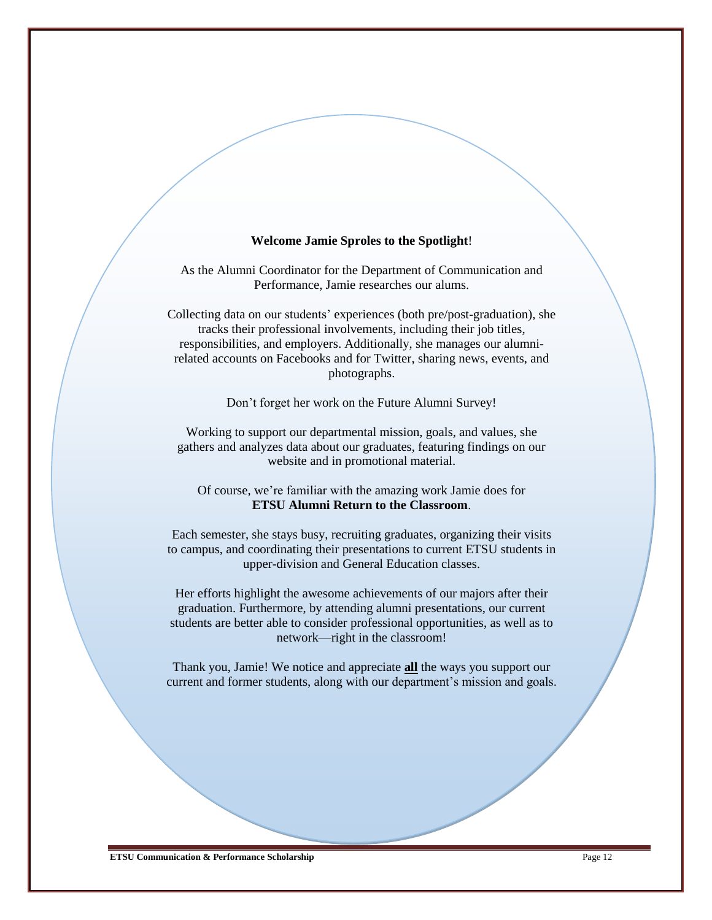**Welcome Jamie Sproles to the Spotlight**!

As the Alumni Coordinator for the Department of Communication and Performance, Jamie researches our alums.

Collecting data on our students' experiences (both pre/post-graduation), she tracks their professional involvements, including their job titles, responsibilities, and employers. Additionally, she manages our alumni-related accounts on Facebooks and for Twitter, sharing news, events, and photographs.

Don't forget her work on the Future Alumni Survey!

Working to support our departmental mission, goals, and values, she gathers and analyzes data about our graduates, featuring findings on our website and in promotional material.

Of course, we're familiar with the amazing work Jamie does for **ETSU Alumni Return to the Classroom**.

Each semester, she stays busy, recruiting graduates, organizing their visits to campus, and coordinating their presentations to current ETSU students in upper-division and General Education classes.

Her efforts highlight the awesome achievements of our majors after their graduation. Furthermore, by attending alumni presentations, our current students are better able to consider professional opportunities, as well as to network—right in the classroom!

Thank you, Jamie! We notice and appreciate **all** the ways you support our current and former students, along with our department's mission and goals.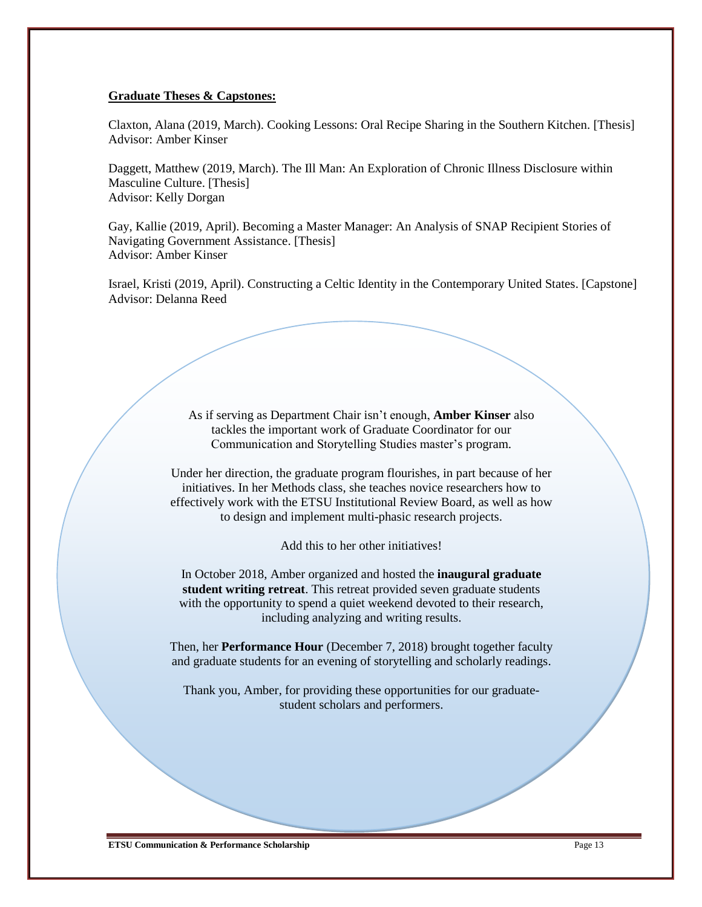**Graduate Theses & Capstones:**

Claxton, Alana (2019, March). Cooking Lessons: Oral Recipe Sharing in the Southern Kitchen. [Thesis]
Advisor: Amber Kinser

Daggett, Matthew (2019, March). The Ill Man: An Exploration of Chronic Illness Disclosure within Masculine Culture. [Thesis]
Advisor: Kelly Dorgan

Gay, Kallie (2019, April). Becoming a Master Manager: An Analysis of SNAP Recipient Stories of Navigating Government Assistance. [Thesis]
Advisor: Amber Kinser

Israel, Kristi (2019, April). Constructing a Celtic Identity in the Contemporary United States. [Capstone]
Advisor: Delanna Reed

As if serving as Department Chair isn't enough, **Amber Kinser** also tackles the important work of Graduate Coordinator for our Communication and Storytelling Studies master's program.

Under her direction, the graduate program flourishes, in part because of her initiatives. In her Methods class, she teaches novice researchers how to effectively work with the ETSU Institutional Review Board, as well as how to design and implement multi-phasic research projects.

Add this to her other initiatives!

In October 2018, Amber organized and hosted the **inaugural graduate student writing retreat**. This retreat provided seven graduate students with the opportunity to spend a quiet weekend devoted to their research, including analyzing and writing results.

Then, her **Performance Hour** (December 7, 2018) brought together faculty and graduate students for an evening of storytelling and scholarly readings.

Thank you, Amber, for providing these opportunities for our graduate-student scholars and performers.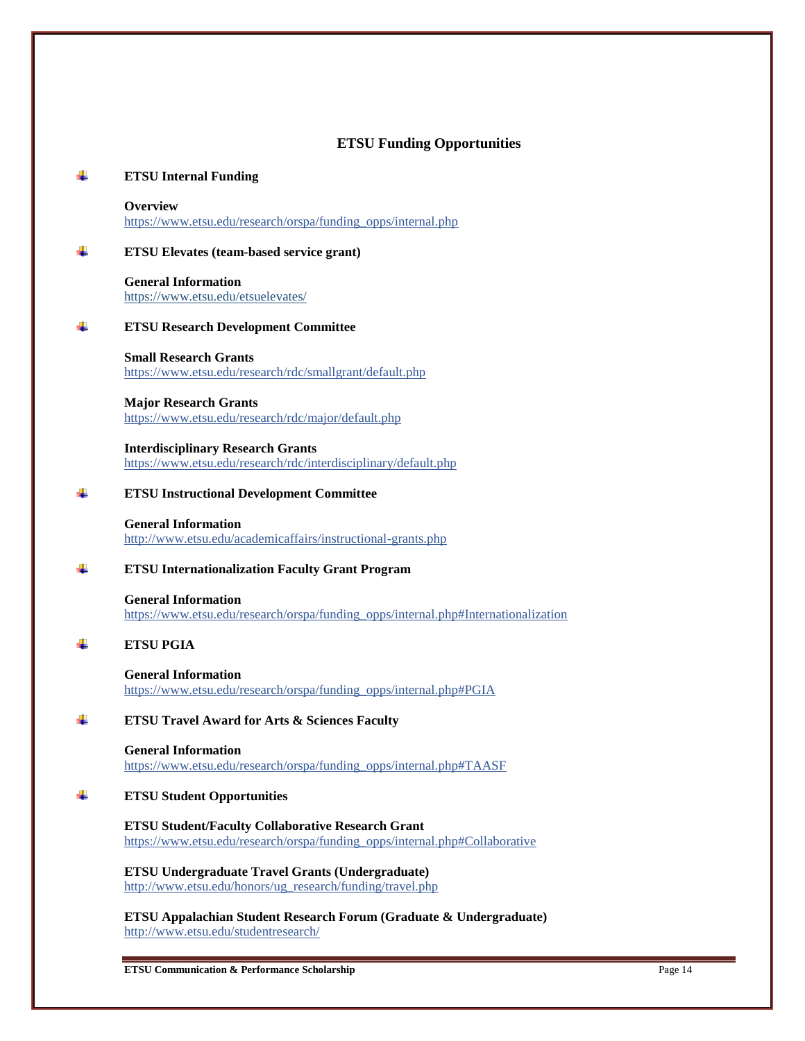## ETSU Funding Opportunities

- **ETSU Internal Funding**

  **Overview**
  https://www.etsu.edu/research/orspa/funding_opps/internal.php

- **ETSU Elevates (team-based service grant)**

  **General Information**
  https://www.etsu.edu/etsuelevates/

- **ETSU Research Development Committee**

  **Small Research Grants**
  https://www.etsu.edu/research/rdc/smallgrant/default.php

  **Major Research Grants**
  https://www.etsu.edu/research/rdc/major/default.php

  **Interdisciplinary Research Grants**
  https://www.etsu.edu/research/rdc/interdisciplinary/default.php

- **ETSU Instructional Development Committee**

  **General Information**
  http://www.etsu.edu/academicaffairs/instructional-grants.php

- **ETSU Internationalization Faculty Grant Program**

  **General Information**
  https://www.etsu.edu/research/orspa/funding_opps/internal.php#Internationalization

- **ETSU PGIA**

  **General Information**
  https://www.etsu.edu/research/orspa/funding_opps/internal.php#PGIA

- **ETSU Travel Award for Arts & Sciences Faculty**

  **General Information**
  https://www.etsu.edu/research/orspa/funding_opps/internal.php#TAASF

- **ETSU Student Opportunities**

  **ETSU Student/Faculty Collaborative Research Grant**
  https://www.etsu.edu/research/orspa/funding_opps/internal.php#Collaborative

  **ETSU Undergraduate Travel Grants (Undergraduate)**
  http://www.etsu.edu/honors/ug_research/funding/travel.php

  **ETSU Appalachian Student Research Forum (Graduate & Undergraduate)**
  http://www.etsu.edu/studentresearch/